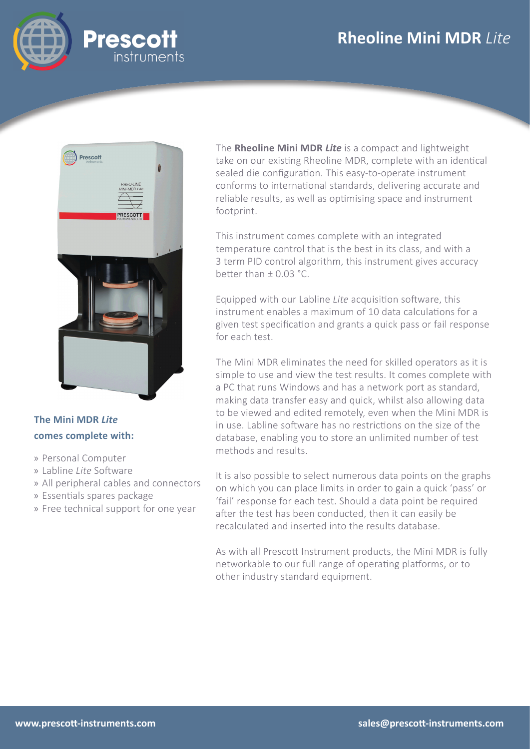# Rheoline Mini MDR *Lite*

The **Rheoline Mini MDR *Lite*** is a compact and lightweight take on our existing Rheoline MDR, complete with an identical sealed die configuration. This easy-to-operate instrument conforms to international standards, delivering accurate and reliable results, as well as optimising space and instrument footprint.

This instrument comes complete with an integrated temperature control that is the best in its class, and with a 3 term PID control algorithm, this instrument gives accuracy better than ± 0.03 °C.

Equipped with our Labline *Lite* acquisition software, this instrument enables a maximum of 10 data calculations for a given test specification and grants a quick pass or fail response for each test.

The Mini MDR eliminates the need for skilled operators as it is simple to use and view the test results. It comes complete with a PC that runs Windows and has a network port as standard, making data transfer easy and quick, whilst also allowing data to be viewed and edited remotely, even when the Mini MDR is in use. Labline software has no restrictions on the size of the database, enabling you to store an unlimited number of test methods and results.

It is also possible to select numerous data points on the graphs on which you can place limits in order to gain a quick 'pass' or 'fail' response for each test. Should a data point be required after the test has been conducted, then it can easily be recalculated and inserted into the results database.

As with all Prescott Instrument products, the Mini MDR is fully networkable to our full range of operating platforms, or to other industry standard equipment.

### The Mini MDR *Lite* comes complete with:

- Personal Computer
- Labline *Lite* Software
- All peripheral cables and connectors
- Essentials spares package
- Free technical support for one year

www.prescott-instruments.com

sales@prescott-instruments.com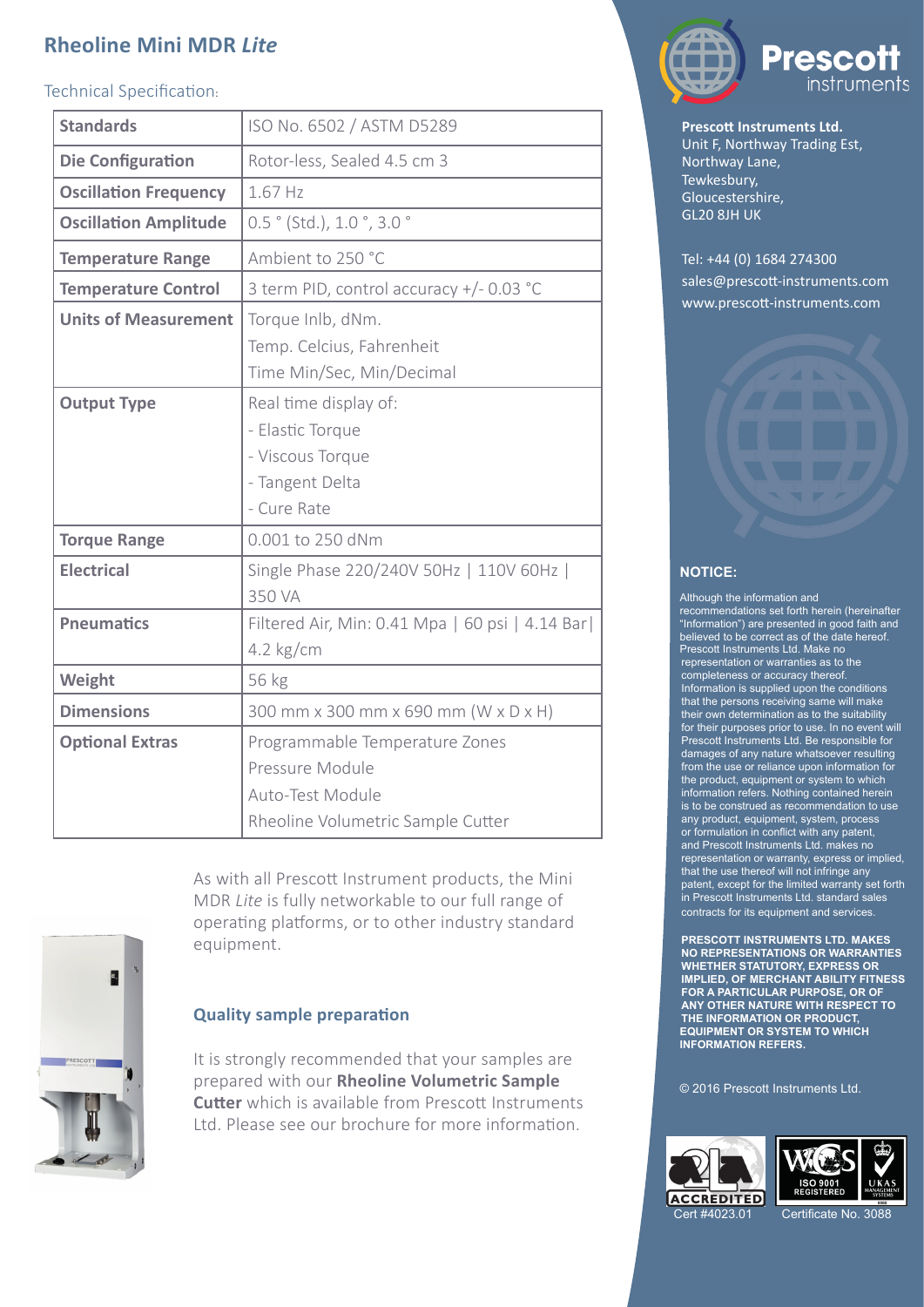## Rheoline Mini MDR *Lite*

Technical Specification:

| | |
|---|---|
| **Standards** | ISO No. 6502 / ASTM D5289 |
| **Die Configuration** | Rotor-less, Sealed 4.5 cm 3 |
| **Oscillation Frequency** | 1.67 Hz |
| **Oscillation Amplitude** | 0.5 ° (Std.), 1.0 °, 3.0 ° |
| **Temperature Range** | Ambient to 250 °C |
| **Temperature Control** | 3 term PID, control accuracy +/- 0.03 °C |
| **Units of Measurement** | Torque Inlb, dNm.<br>Temp. Celcius, Fahrenheit<br>Time Min/Sec, Min/Decimal |
| **Output Type** | Real time display of:<br>- Elastic Torque<br>- Viscous Torque<br>- Tangent Delta<br>- Cure Rate |
| **Torque Range** | 0.001 to 250 dNm |
| **Electrical** | Single Phase 220/240V 50Hz \| 110V 60Hz \| 350 VA |
| **Pneumatics** | Filtered Air, Min: 0.41 Mpa \| 60 psi \| 4.14 Bar\| 4.2 kg/cm |
| **Weight** | 56 kg |
| **Dimensions** | 300 mm x 300 mm x 690 mm (W x D x H) |
| **Optional Extras** | Programmable Temperature Zones<br>Pressure Module<br>Auto-Test Module<br>Rheoline Volumetric Sample Cutter |

As with all Prescott Instrument products, the Mini MDR *Lite* is fully networkable to our full range of operating platforms, or to other industry standard equipment.

### Quality sample preparation

It is strongly recommended that your samples are prepared with our **Rheoline Volumetric Sample Cutter** which is available from Prescott Instruments Ltd. Please see our brochure for more information.

**Prescott** instruments

**Prescott Instruments Ltd.**
Unit F, Northway Trading Est,
Northway Lane,
Tewkesbury,
Gloucestershire,
GL20 8JH UK

Tel: +44 (0) 1684 274300
sales@prescott-instruments.com
www.prescott-instruments.com

**NOTICE:**

Although the information and recommendations set forth herein (hereinafter "Information") are presented in good faith and believed to be correct as of the date hereof. Prescott Instruments Ltd. Make no representation or warranties as to the completeness or accuracy thereof. Information is supplied upon the conditions that the persons receiving same will make their own determination as to the suitability for their purposes prior to use. In no event will Prescott Instruments Ltd. Be responsible for damages of any nature whatsoever resulting from the use or reliance upon information for the product, equipment or system to which information refers. Nothing contained herein is to be construed as recommendation to use any product, equipment, system, process or formulation in conflict with any patent, and Prescott Instruments Ltd. makes no representation or warranty, express or implied, that the use thereof will not infringe any patent, except for the limited warranty set forth in Prescott Instruments Ltd. standard sales contracts for its equipment and services.

**PRESCOTT INSTRUMENTS LTD. MAKES NO REPRESENTATIONS OR WARRANTIES WHETHER STATUTORY, EXPRESS OR IMPLIED, OF MERCHANT ABILITY FITNESS FOR A PARTICULAR PURPOSE, OR OF ANY OTHER NATURE WITH RESPECT TO THE INFORMATION OR PRODUCT, EQUIPMENT OR SYSTEM TO WHICH INFORMATION REFERS.**

© 2016 Prescott Instruments Ltd.

ACCREDITED
Cert #4023.01

ISO 9001 REGISTERED
Certificate No. 3088